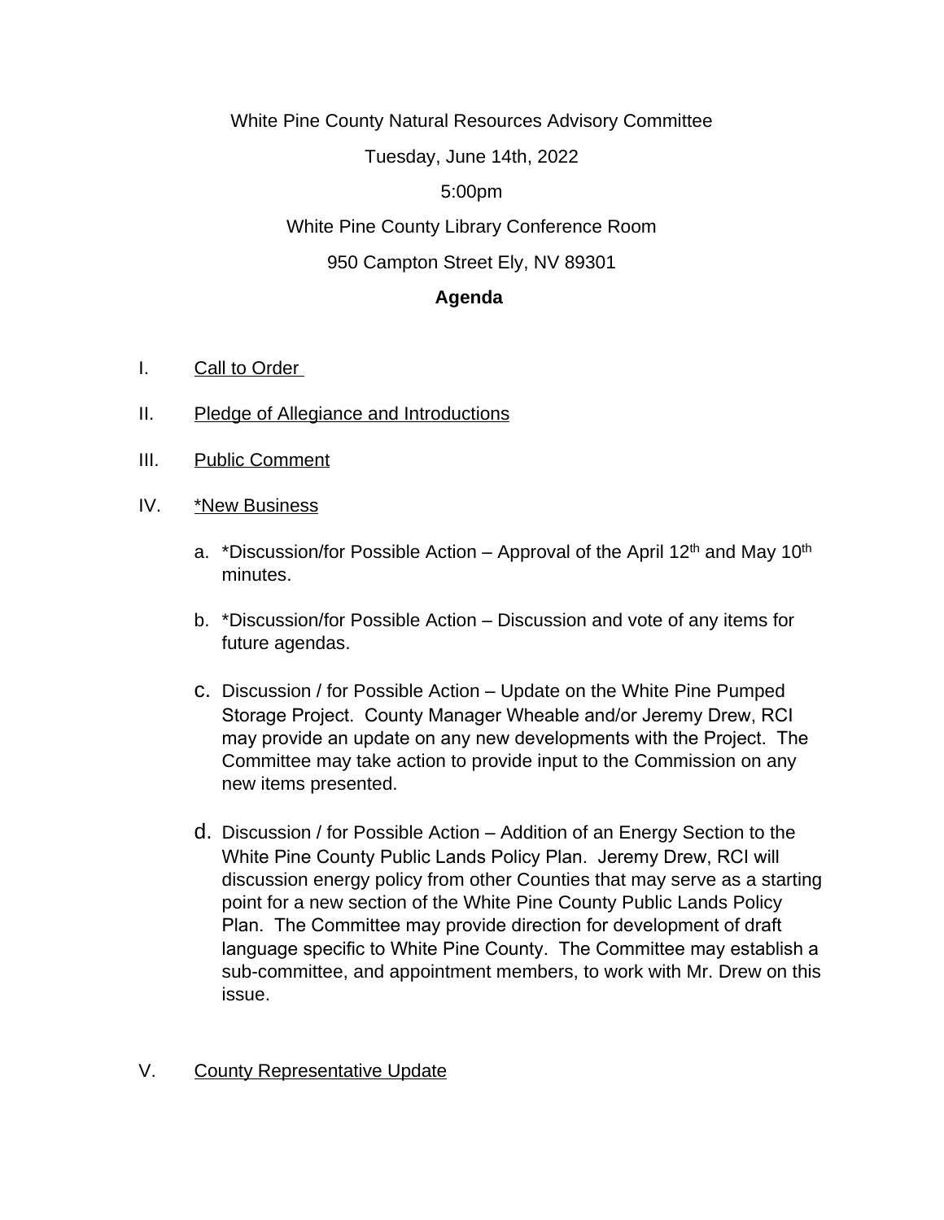White Pine County Natural Resources Advisory Committee

Tuesday, June 14th, 2022

5:00pm

White Pine County Library Conference Room

950 Campton Street Ely, NV 89301

**Agenda**

I. Call to Order

II. Pledge of Allegiance and Introductions

III. Public Comment

IV. *New Business

a. *Discussion/for Possible Action – Approval of the April 12th and May 10th minutes.

b. *Discussion/for Possible Action – Discussion and vote of any items for future agendas.

c. Discussion / for Possible Action – Update on the White Pine Pumped Storage Project. County Manager Wheable and/or Jeremy Drew, RCI may provide an update on any new developments with the Project. The Committee may take action to provide input to the Commission on any new items presented.

d. Discussion / for Possible Action – Addition of an Energy Section to the White Pine County Public Lands Policy Plan. Jeremy Drew, RCI will discussion energy policy from other Counties that may serve as a starting point for a new section of the White Pine County Public Lands Policy Plan. The Committee may provide direction for development of draft language specific to White Pine County. The Committee may establish a sub-committee, and appointment members, to work with Mr. Drew on this issue.

V. County Representative Update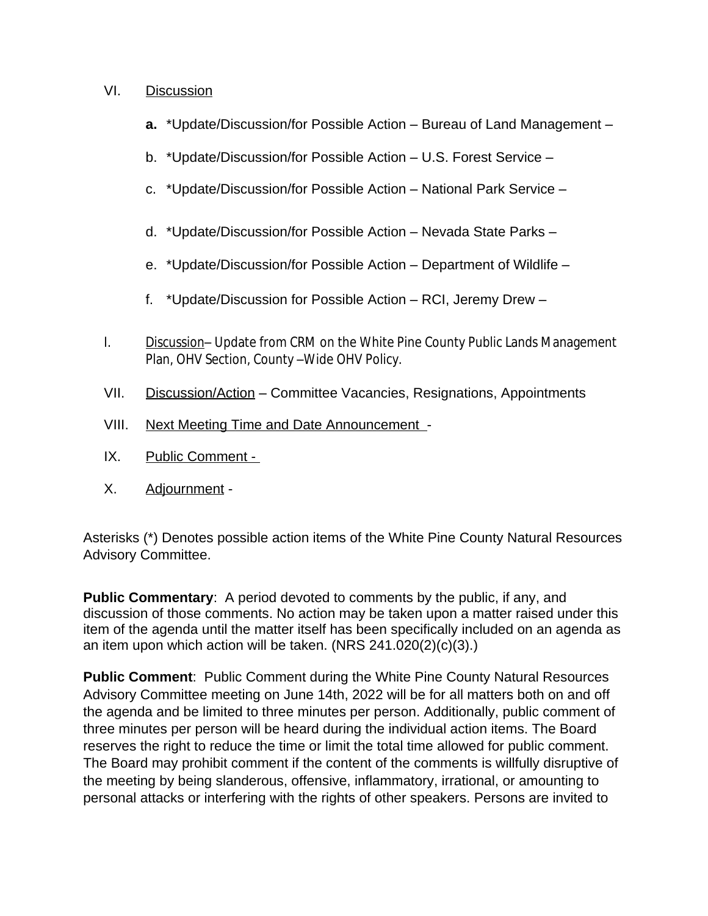VI. <u>Discussion</u>

   **a.** *Update/Discussion/for Possible Action – Bureau of Land Management –

   b. *Update/Discussion/for Possible Action – U.S. Forest Service –

   c. *Update/Discussion/for Possible Action – National Park Service –

   d. *Update/Discussion/for Possible Action – Nevada State Parks –

   e. *Update/Discussion/for Possible Action – Department of Wildlife –

   f. *Update/Discussion for Possible Action – RCI, Jeremy Drew –

I. <u>Discussion</u>– Update from CRM on the White Pine County Public Lands Management Plan, OHV Section, County –Wide OHV Policy.

VII. <u>Discussion/Action</u> – Committee Vacancies, Resignations, Appointments

VIII. <u>Next Meeting Time and Date Announcement</u> -

IX. <u>Public Comment -</u>

X. <u>Adjournment</u> -

Asterisks (*) Denotes possible action items of the White Pine County Natural Resources Advisory Committee.

**Public Commentary**: A period devoted to comments by the public, if any, and discussion of those comments. No action may be taken upon a matter raised under this item of the agenda until the matter itself has been specifically included on an agenda as an item upon which action will be taken. (NRS 241.020(2)(c)(3).)

**Public Comment**: Public Comment during the White Pine County Natural Resources Advisory Committee meeting on June 14th, 2022 will be for all matters both on and off the agenda and be limited to three minutes per person. Additionally, public comment of three minutes per person will be heard during the individual action items. The Board reserves the right to reduce the time or limit the total time allowed for public comment. The Board may prohibit comment if the content of the comments is willfully disruptive of the meeting by being slanderous, offensive, inflammatory, irrational, or amounting to personal attacks or interfering with the rights of other speakers. Persons are invited to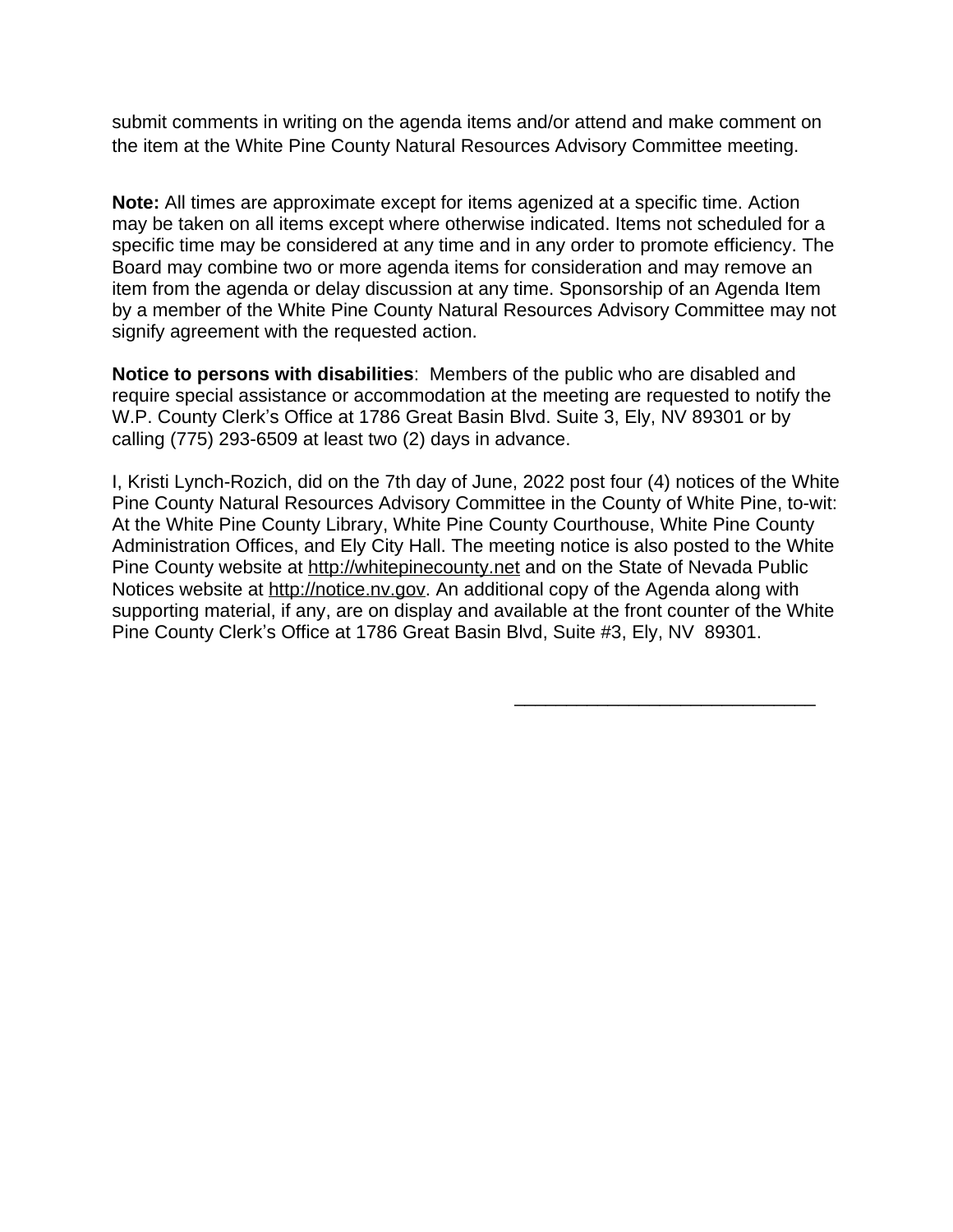submit comments in writing on the agenda items and/or attend and make comment on the item at the White Pine County Natural Resources Advisory Committee meeting.

**Note:** All times are approximate except for items agenized at a specific time. Action may be taken on all items except where otherwise indicated. Items not scheduled for a specific time may be considered at any time and in any order to promote efficiency. The Board may combine two or more agenda items for consideration and may remove an item from the agenda or delay discussion at any time. Sponsorship of an Agenda Item by a member of the White Pine County Natural Resources Advisory Committee may not signify agreement with the requested action.

**Notice to persons with disabilities**: Members of the public who are disabled and require special assistance or accommodation at the meeting are requested to notify the W.P. County Clerk's Office at 1786 Great Basin Blvd. Suite 3, Ely, NV 89301 or by calling (775) 293-6509 at least two (2) days in advance.

I, Kristi Lynch-Rozich, did on the 7th day of June, 2022 post four (4) notices of the White Pine County Natural Resources Advisory Committee in the County of White Pine, to-wit: At the White Pine County Library, White Pine County Courthouse, White Pine County Administration Offices, and Ely City Hall. The meeting notice is also posted to the White Pine County website at http://whitepinecounty.net and on the State of Nevada Public Notices website at http://notice.nv.gov. An additional copy of the Agenda along with supporting material, if any, are on display and available at the front counter of the White Pine County Clerk's Office at 1786 Great Basin Blvd, Suite #3, Ely, NV 89301.

\_\_\_\_\_\_\_\_\_\_\_\_\_\_\_\_\_\_\_\_\_\_\_\_\_\_\_\_\_\_